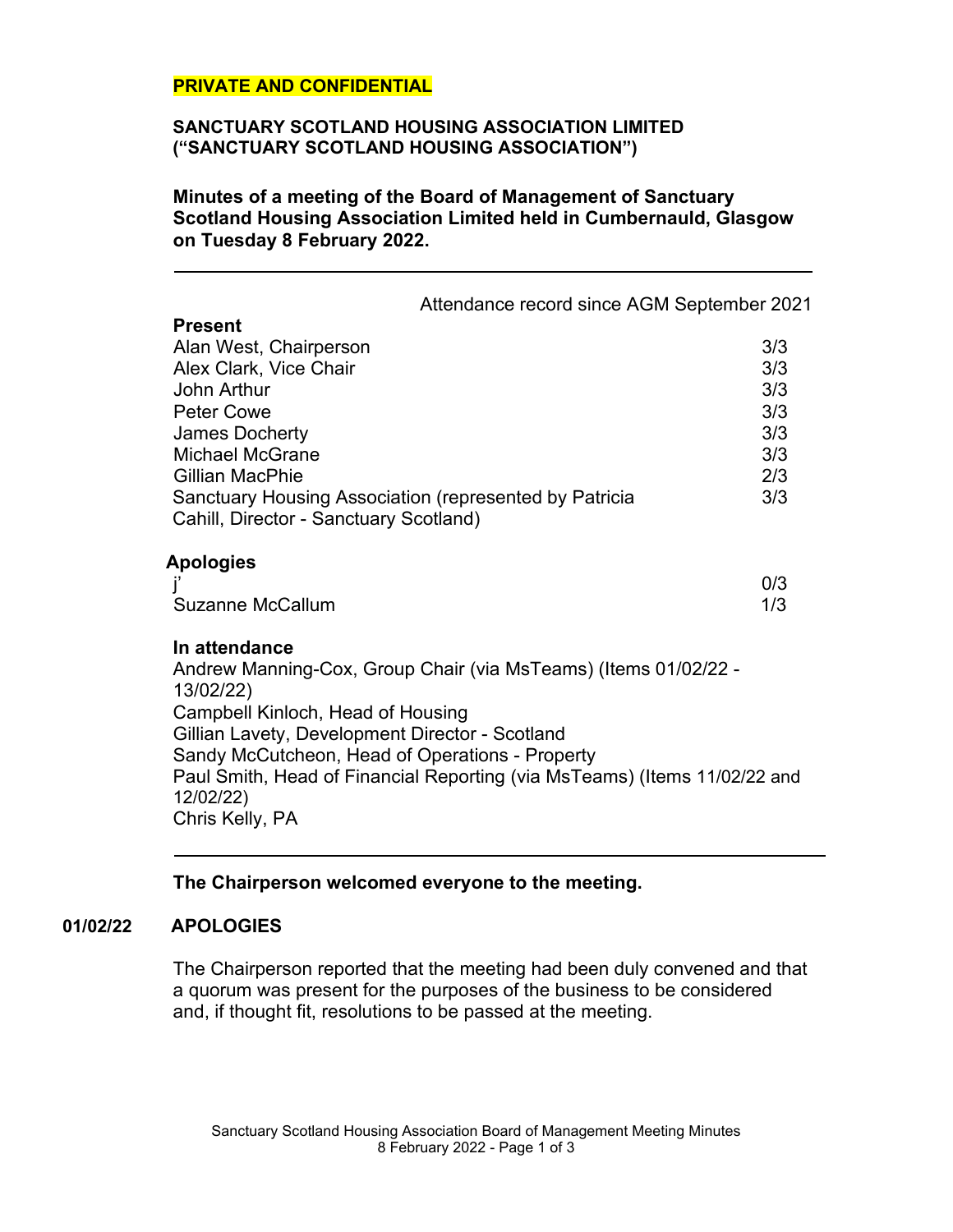**PRIVATE AND CONFIDENTIAL**

**SANCTUARY SCOTLAND HOUSING ASSOCIATION LIMITED ("SANCTUARY SCOTLAND HOUSING ASSOCIATION")**

**Minutes of a meeting of the Board of Management of Sanctuary Scotland Housing Association Limited held in Cumbernauld, Glasgow on Tuesday 8 February 2022.**

---

| **Present** | Attendance record since AGM September 2021 |
|---|---|
| Alan West, Chairperson | 3/3 |
| Alex Clark, Vice Chair | 3/3 |
| John Arthur | 3/3 |
| Peter Cowe | 3/3 |
| James Docherty | 3/3 |
| Michael McGrane | 3/3 |
| Gillian MacPhie | 2/3 |
| Sanctuary Housing Association (represented by Patricia Cahill, Director - Sanctuary Scotland) | 3/3 |

**Apologies**

| | |
|---|---|
| j' | 0/3 |
| Suzanne McCallum | 1/3 |

**In attendance**

Andrew Manning-Cox, Group Chair (via MsTeams) (Items 01/02/22 - 13/02/22)
Campbell Kinloch, Head of Housing
Gillian Lavety, Development Director - Scotland
Sandy McCutcheon, Head of Operations - Property
Paul Smith, Head of Financial Reporting (via MsTeams) (Items 11/02/22 and 12/02/22)
Chris Kelly, PA

---

**The Chairperson welcomed everyone to the meeting.**

**01/02/22 APOLOGIES**

The Chairperson reported that the meeting had been duly convened and that a quorum was present for the purposes of the business to be considered and, if thought fit, resolutions to be passed at the meeting.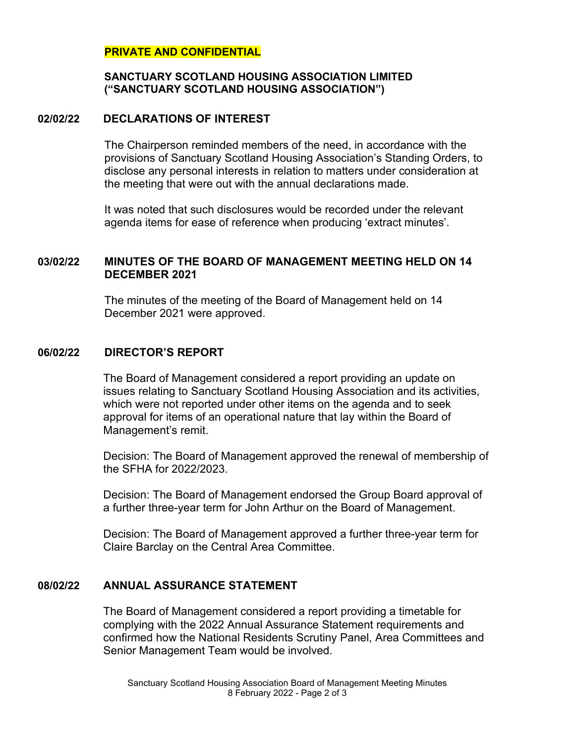**PRIVATE AND CONFIDENTIAL**

**SANCTUARY SCOTLAND HOUSING ASSOCIATION LIMITED ("SANCTUARY SCOTLAND HOUSING ASSOCIATION")**

## 02/02/22 DECLARATIONS OF INTEREST

The Chairperson reminded members of the need, in accordance with the provisions of Sanctuary Scotland Housing Association's Standing Orders, to disclose any personal interests in relation to matters under consideration at the meeting that were out with the annual declarations made.

It was noted that such disclosures would be recorded under the relevant agenda items for ease of reference when producing 'extract minutes'.

## 03/02/22 MINUTES OF THE BOARD OF MANAGEMENT MEETING HELD ON 14 DECEMBER 2021

The minutes of the meeting of the Board of Management held on 14 December 2021 were approved.

## 06/02/22 DIRECTOR'S REPORT

The Board of Management considered a report providing an update on issues relating to Sanctuary Scotland Housing Association and its activities, which were not reported under other items on the agenda and to seek approval for items of an operational nature that lay within the Board of Management's remit.

Decision: The Board of Management approved the renewal of membership of the SFHA for 2022/2023.

Decision: The Board of Management endorsed the Group Board approval of a further three-year term for John Arthur on the Board of Management.

Decision: The Board of Management approved a further three-year term for Claire Barclay on the Central Area Committee.

## 08/02/22 ANNUAL ASSURANCE STATEMENT

The Board of Management considered a report providing a timetable for complying with the 2022 Annual Assurance Statement requirements and confirmed how the National Residents Scrutiny Panel, Area Committees and Senior Management Team would be involved.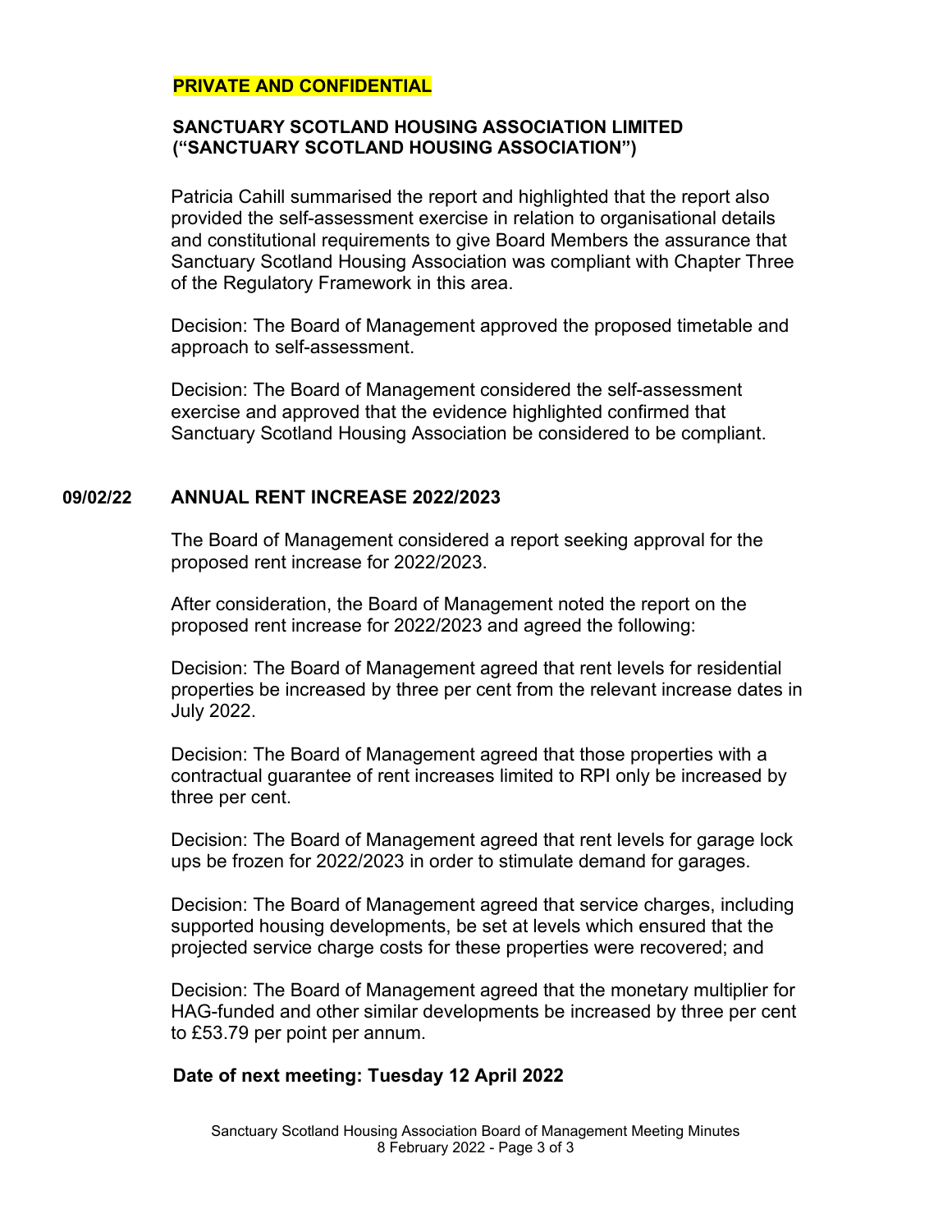**PRIVATE AND CONFIDENTIAL**

**SANCTUARY SCOTLAND HOUSING ASSOCIATION LIMITED ("SANCTUARY SCOTLAND HOUSING ASSOCIATION")**

Patricia Cahill summarised the report and highlighted that the report also provided the self-assessment exercise in relation to organisational details and constitutional requirements to give Board Members the assurance that Sanctuary Scotland Housing Association was compliant with Chapter Three of the Regulatory Framework in this area.

Decision: The Board of Management approved the proposed timetable and approach to self-assessment.

Decision: The Board of Management considered the self-assessment exercise and approved that the evidence highlighted confirmed that Sanctuary Scotland Housing Association be considered to be compliant.

## 09/02/22 ANNUAL RENT INCREASE 2022/2023

The Board of Management considered a report seeking approval for the proposed rent increase for 2022/2023.

After consideration, the Board of Management noted the report on the proposed rent increase for 2022/2023 and agreed the following:

Decision: The Board of Management agreed that rent levels for residential properties be increased by three per cent from the relevant increase dates in July 2022.

Decision: The Board of Management agreed that those properties with a contractual guarantee of rent increases limited to RPI only be increased by three per cent.

Decision: The Board of Management agreed that rent levels for garage lock ups be frozen for 2022/2023 in order to stimulate demand for garages.

Decision: The Board of Management agreed that service charges, including supported housing developments, be set at levels which ensured that the projected service charge costs for these properties were recovered; and

Decision: The Board of Management agreed that the monetary multiplier for HAG-funded and other similar developments be increased by three per cent to £53.79 per point per annum.

**Date of next meeting: Tuesday 12 April 2022**